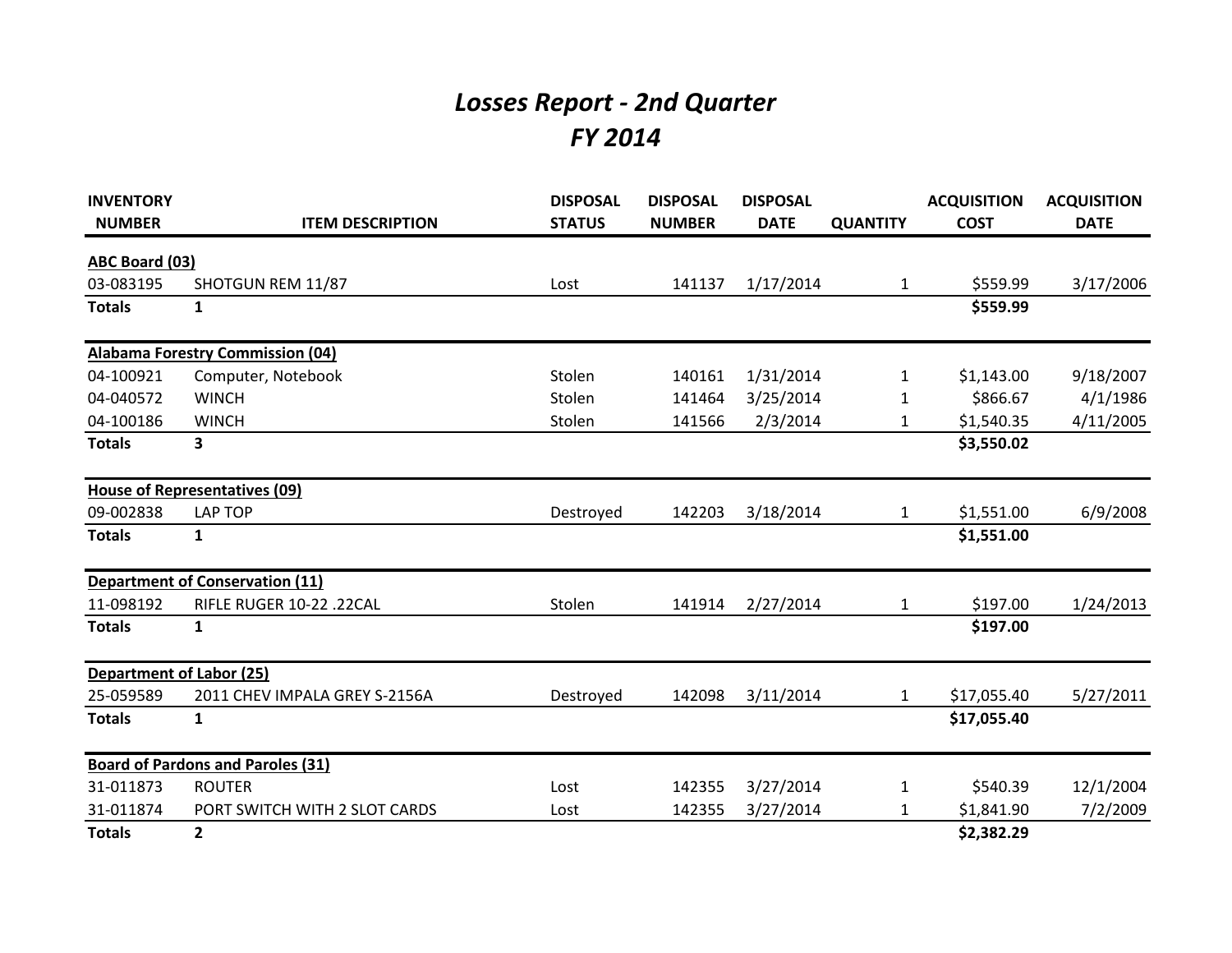# *Losses Report - 2nd Quarter*
# *FY 2014*

| INVENTORY NUMBER | ITEM DESCRIPTION | DISPOSAL STATUS | DISPOSAL NUMBER | DISPOSAL DATE | QUANTITY | ACQUISITION COST | ACQUISITION DATE |
|---|---|---|---|---|---|---|---|
| **ABC Board (03)** | | | | | | | |
| 03-083195 | SHOTGUN REM 11/87 | Lost | 141137 | 1/17/2014 | 1 | $559.99 | 3/17/2006 |
| **Totals** | **1** | | | | | **$559.99** | |
| **Alabama Forestry Commission (04)** | | | | | | | |
| 04-100921 | Computer, Notebook | Stolen | 140161 | 1/31/2014 | 1 | $1,143.00 | 9/18/2007 |
| 04-040572 | WINCH | Stolen | 141464 | 3/25/2014 | 1 | $866.67 | 4/1/1986 |
| 04-100186 | WINCH | Stolen | 141566 | 2/3/2014 | 1 | $1,540.35 | 4/11/2005 |
| **Totals** | **3** | | | | | **$3,550.02** | |
| **House of Representatives (09)** | | | | | | | |
| 09-002838 | LAP TOP | Destroyed | 142203 | 3/18/2014 | 1 | $1,551.00 | 6/9/2008 |
| **Totals** | **1** | | | | | **$1,551.00** | |
| **Department of Conservation (11)** | | | | | | | |
| 11-098192 | RIFLE RUGER 10-22 .22CAL | Stolen | 141914 | 2/27/2014 | 1 | $197.00 | 1/24/2013 |
| **Totals** | **1** | | | | | **$197.00** | |
| **Department of Labor (25)** | | | | | | | |
| 25-059589 | 2011 CHEV IMPALA GREY S-2156A | Destroyed | 142098 | 3/11/2014 | 1 | $17,055.40 | 5/27/2011 |
| **Totals** | **1** | | | | | **$17,055.40** | |
| **Board of Pardons and Paroles (31)** | | | | | | | |
| 31-011873 | ROUTER | Lost | 142355 | 3/27/2014 | 1 | $540.39 | 12/1/2004 |
| 31-011874 | PORT SWITCH WITH 2 SLOT CARDS | Lost | 142355 | 3/27/2014 | 1 | $1,841.90 | 7/2/2009 |
| **Totals** | **2** | | | | | **$2,382.29** | |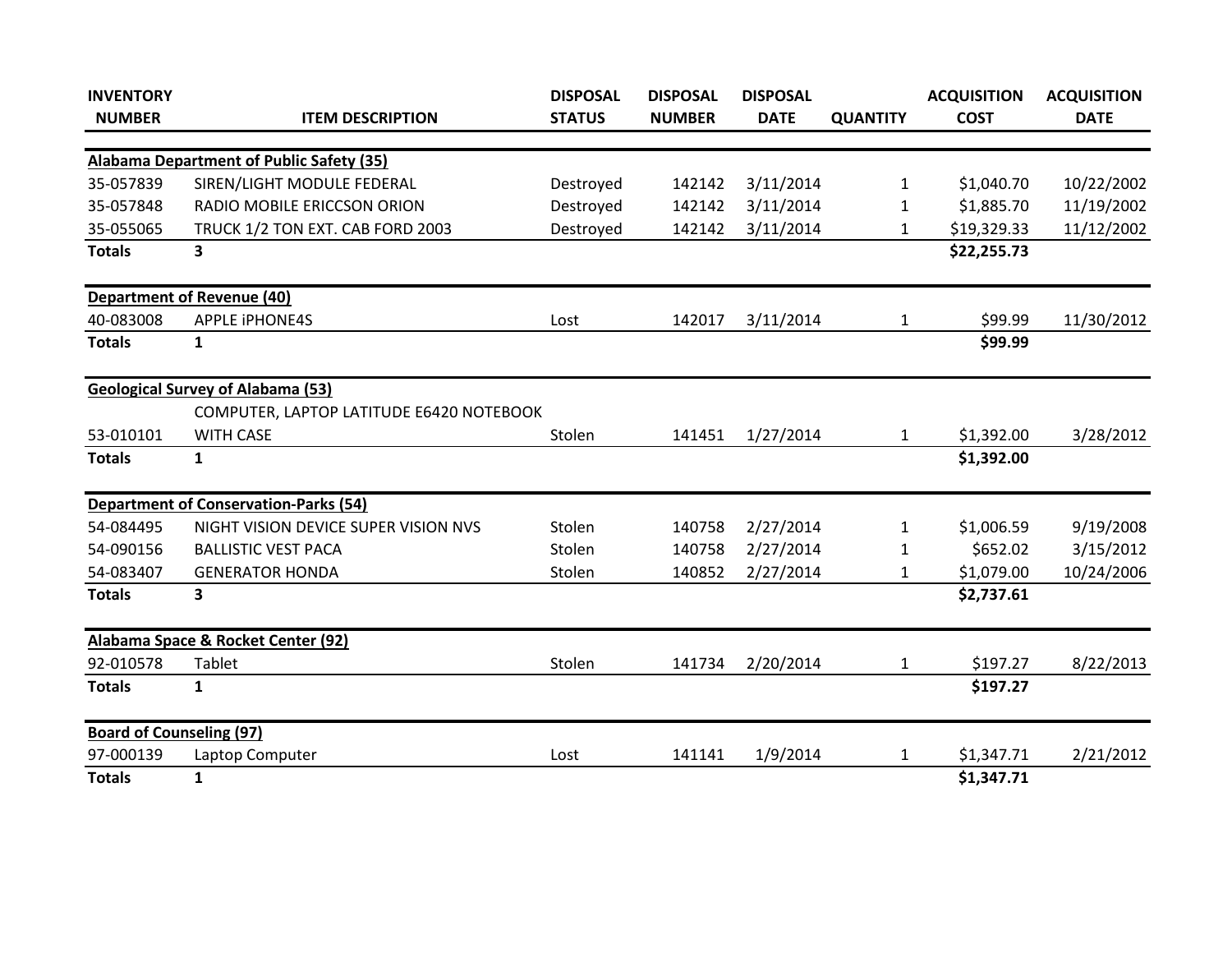| INVENTORY NUMBER | ITEM DESCRIPTION | DISPOSAL STATUS | DISPOSAL NUMBER | DISPOSAL DATE | QUANTITY | ACQUISITION COST | ACQUISITION DATE |
|---|---|---|---|---|---|---|---|
| **Alabama Department of Public Safety (35)** | | | | | | | |
| 35-057839 | SIREN/LIGHT MODULE FEDERAL | Destroyed | 142142 | 3/11/2014 | 1 | $1,040.70 | 10/22/2002 |
| 35-057848 | RADIO MOBILE ERICCSON ORION | Destroyed | 142142 | 3/11/2014 | 1 | $1,885.70 | 11/19/2002 |
| 35-055065 | TRUCK 1/2 TON EXT. CAB FORD 2003 | Destroyed | 142142 | 3/11/2014 | 1 | $19,329.33 | 11/12/2002 |
| **Totals** | **3** | | | | | **$22,255.73** | |
| **Department of Revenue (40)** | | | | | | | |
| 40-083008 | APPLE iPHONE4S | Lost | 142017 | 3/11/2014 | 1 | $99.99 | 11/30/2012 |
| **Totals** | **1** | | | | | **$99.99** | |
| **Geological Survey of Alabama (53)** | | | | | | | |
| 53-010101 | COMPUTER, LAPTOP LATITUDE E6420 NOTEBOOK WITH CASE | Stolen | 141451 | 1/27/2014 | 1 | $1,392.00 | 3/28/2012 |
| **Totals** | **1** | | | | | **$1,392.00** | |
| **Department of Conservation-Parks (54)** | | | | | | | |
| 54-084495 | NIGHT VISION DEVICE SUPER VISION NVS | Stolen | 140758 | 2/27/2014 | 1 | $1,006.59 | 9/19/2008 |
| 54-090156 | BALLISTIC VEST PACA | Stolen | 140758 | 2/27/2014 | 1 | $652.02 | 3/15/2012 |
| 54-083407 | GENERATOR HONDA | Stolen | 140852 | 2/27/2014 | 1 | $1,079.00 | 10/24/2006 |
| **Totals** | **3** | | | | | **$2,737.61** | |
| **Alabama Space & Rocket Center (92)** | | | | | | | |
| 92-010578 | Tablet | Stolen | 141734 | 2/20/2014 | 1 | $197.27 | 8/22/2013 |
| **Totals** | **1** | | | | | **$197.27** | |
| **Board of Counseling (97)** | | | | | | | |
| 97-000139 | Laptop Computer | Lost | 141141 | 1/9/2014 | 1 | $1,347.71 | 2/21/2012 |
| **Totals** | **1** | | | | | **$1,347.71** | |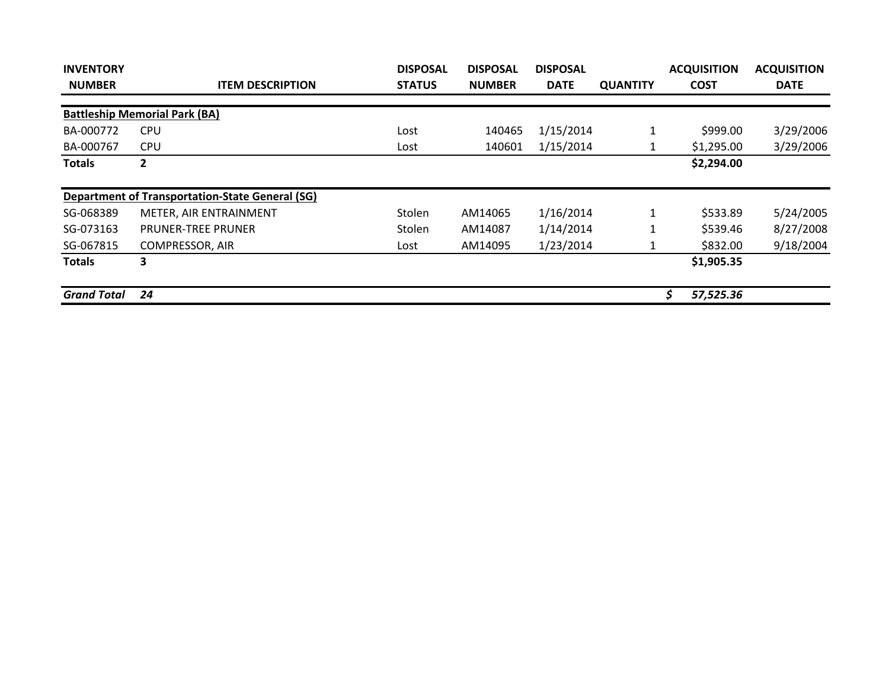| INVENTORY NUMBER | ITEM DESCRIPTION | DISPOSAL STATUS | DISPOSAL NUMBER | DISPOSAL DATE | QUANTITY | ACQUISITION COST | ACQUISITION DATE |
|---|---|---|---|---|---|---|---|
| **Battleship Memorial Park (BA)** | | | | | | | |
| BA-000772 | CPU | Lost | 140465 | 1/15/2014 | 1 | $999.00 | 3/29/2006 |
| BA-000767 | CPU | Lost | 140601 | 1/15/2014 | 1 | $1,295.00 | 3/29/2006 |
| **Totals** | **2** | | | | | **$2,294.00** | |
| **Department of Transportation-State General (SG)** | | | | | | | |
| SG-068389 | METER, AIR ENTRAINMENT | Stolen | AM14065 | 1/16/2014 | 1 | $533.89 | 5/24/2005 |
| SG-073163 | PRUNER-TREE PRUNER | Stolen | AM14087 | 1/14/2014 | 1 | $539.46 | 8/27/2008 |
| SG-067815 | COMPRESSOR, AIR | Lost | AM14095 | 1/23/2014 | 1 | $832.00 | 9/18/2004 |
| **Totals** | **3** | | | | | **$1,905.35** | |
| ***Grand Total*** | ***24*** | | | | | ***$ 57,525.36*** | |